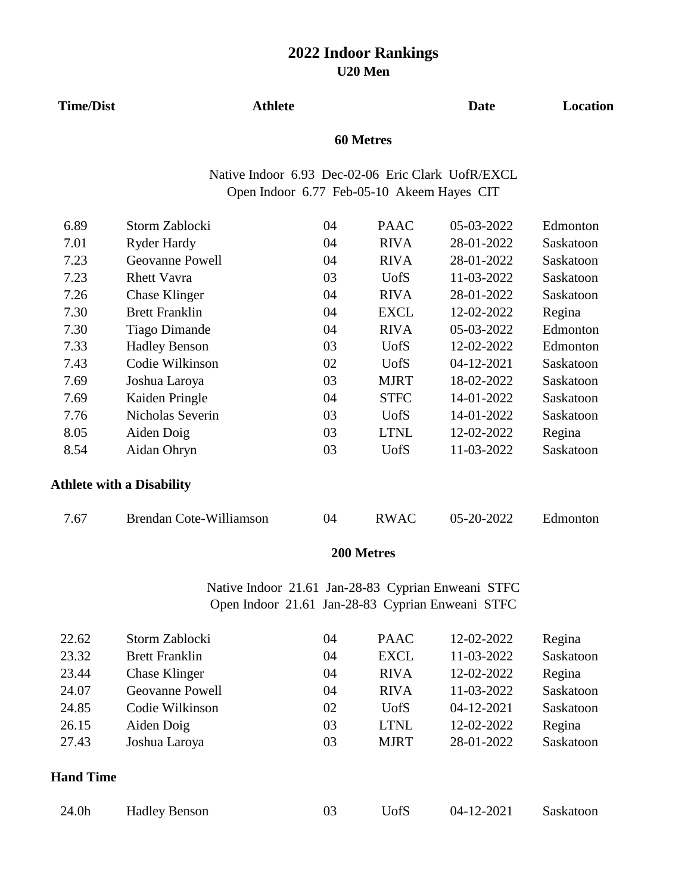# 2022 Indoor Rankings

## U20 Men

| Time/Dist | Athlete | | | Date | Location |
|---|---|---|---|---|---|

### 60 Metres

Native Indoor 6.93 Dec-02-06 Eric Clark UofR/EXCL
Open Indoor 6.77 Feb-05-10 Akeem Hayes CIT

| Time/Dist | Athlete | | | Date | Location |
|---|---|---|---|---|---|
| 6.89 | Storm Zablocki | 04 | PAAC | 05-03-2022 | Edmonton |
| 7.01 | Ryder Hardy | 04 | RIVA | 28-01-2022 | Saskatoon |
| 7.23 | Geovanne Powell | 04 | RIVA | 28-01-2022 | Saskatoon |
| 7.23 | Rhett Vavra | 03 | UofS | 11-03-2022 | Saskatoon |
| 7.26 | Chase Klinger | 04 | RIVA | 28-01-2022 | Saskatoon |
| 7.30 | Brett Franklin | 04 | EXCL | 12-02-2022 | Regina |
| 7.30 | Tiago Dimande | 04 | RIVA | 05-03-2022 | Edmonton |
| 7.33 | Hadley Benson | 03 | UofS | 12-02-2022 | Edmonton |
| 7.43 | Codie Wilkinson | 02 | UofS | 04-12-2021 | Saskatoon |
| 7.69 | Joshua Laroya | 03 | MJRT | 18-02-2022 | Saskatoon |
| 7.69 | Kaiden Pringle | 04 | STFC | 14-01-2022 | Saskatoon |
| 7.76 | Nicholas Severin | 03 | UofS | 14-01-2022 | Saskatoon |
| 8.05 | Aiden Doig | 03 | LTNL | 12-02-2022 | Regina |
| 8.54 | Aidan Ohryn | 03 | UofS | 11-03-2022 | Saskatoon |

**Athlete with a Disability**

| Time/Dist | Athlete | | | Date | Location |
|---|---|---|---|---|---|
| 7.67 | Brendan Cote-Williamson | 04 | RWAC | 05-20-2022 | Edmonton |

### 200 Metres

Native Indoor 21.61 Jan-28-83 Cyprian Enweani STFC
Open Indoor 21.61 Jan-28-83 Cyprian Enweani STFC

| Time/Dist | Athlete | | | Date | Location |
|---|---|---|---|---|---|
| 22.62 | Storm Zablocki | 04 | PAAC | 12-02-2022 | Regina |
| 23.32 | Brett Franklin | 04 | EXCL | 11-03-2022 | Saskatoon |
| 23.44 | Chase Klinger | 04 | RIVA | 12-02-2022 | Regina |
| 24.07 | Geovanne Powell | 04 | RIVA | 11-03-2022 | Saskatoon |
| 24.85 | Codie Wilkinson | 02 | UofS | 04-12-2021 | Saskatoon |
| 26.15 | Aiden Doig | 03 | LTNL | 12-02-2022 | Regina |
| 27.43 | Joshua Laroya | 03 | MJRT | 28-01-2022 | Saskatoon |

**Hand Time**

| Time/Dist | Athlete | | | Date | Location |
|---|---|---|---|---|---|
| 24.0h | Hadley Benson | 03 | UofS | 04-12-2021 | Saskatoon |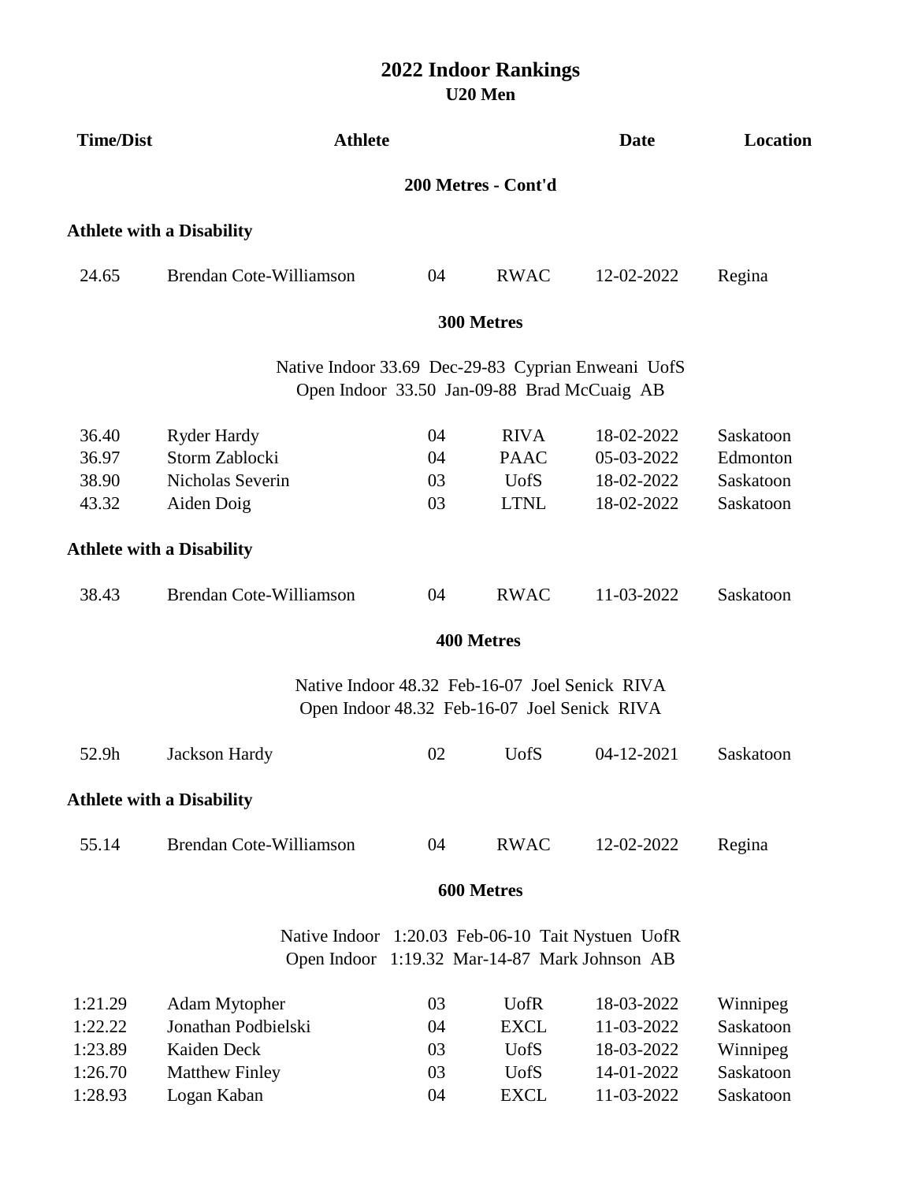# 2022 Indoor Rankings

## U20 Men

| Time/Dist | Athlete | | | Date | Location |
|---|---|---|---|---|---|

### 200 Metres - Cont'd

**Athlete with a Disability**

| Time/Dist | Athlete | | | Date | Location |
|---|---|---|---|---|---|
| 24.65 | Brendan Cote-Williamson | 04 | RWAC | 12-02-2022 | Regina |

### 300 Metres

Native Indoor 33.69 Dec-29-83 Cyprian Enweani UofS
Open Indoor 33.50 Jan-09-88 Brad McCuaig AB

| Time/Dist | Athlete | | | Date | Location |
|---|---|---|---|---|---|
| 36.40 | Ryder Hardy | 04 | RIVA | 18-02-2022 | Saskatoon |
| 36.97 | Storm Zablocki | 04 | PAAC | 05-03-2022 | Edmonton |
| 38.90 | Nicholas Severin | 03 | UofS | 18-02-2022 | Saskatoon |
| 43.32 | Aiden Doig | 03 | LTNL | 18-02-2022 | Saskatoon |

**Athlete with a Disability**

| Time/Dist | Athlete | | | Date | Location |
|---|---|---|---|---|---|
| 38.43 | Brendan Cote-Williamson | 04 | RWAC | 11-03-2022 | Saskatoon |

### 400 Metres

Native Indoor 48.32 Feb-16-07 Joel Senick RIVA
Open Indoor 48.32 Feb-16-07 Joel Senick RIVA

| Time/Dist | Athlete | | | Date | Location |
|---|---|---|---|---|---|
| 52.9h | Jackson Hardy | 02 | UofS | 04-12-2021 | Saskatoon |

**Athlete with a Disability**

| Time/Dist | Athlete | | | Date | Location |
|---|---|---|---|---|---|
| 55.14 | Brendan Cote-Williamson | 04 | RWAC | 12-02-2022 | Regina |

### 600 Metres

Native Indoor 1:20.03 Feb-06-10 Tait Nystuen UofR
Open Indoor 1:19.32 Mar-14-87 Mark Johnson AB

| Time/Dist | Athlete | | | Date | Location |
|---|---|---|---|---|---|
| 1:21.29 | Adam Mytopher | 03 | UofR | 18-03-2022 | Winnipeg |
| 1:22.22 | Jonathan Podbielski | 04 | EXCL | 11-03-2022 | Saskatoon |
| 1:23.89 | Kaiden Deck | 03 | UofS | 18-03-2022 | Winnipeg |
| 1:26.70 | Matthew Finley | 03 | UofS | 14-01-2022 | Saskatoon |
| 1:28.93 | Logan Kaban | 04 | EXCL | 11-03-2022 | Saskatoon |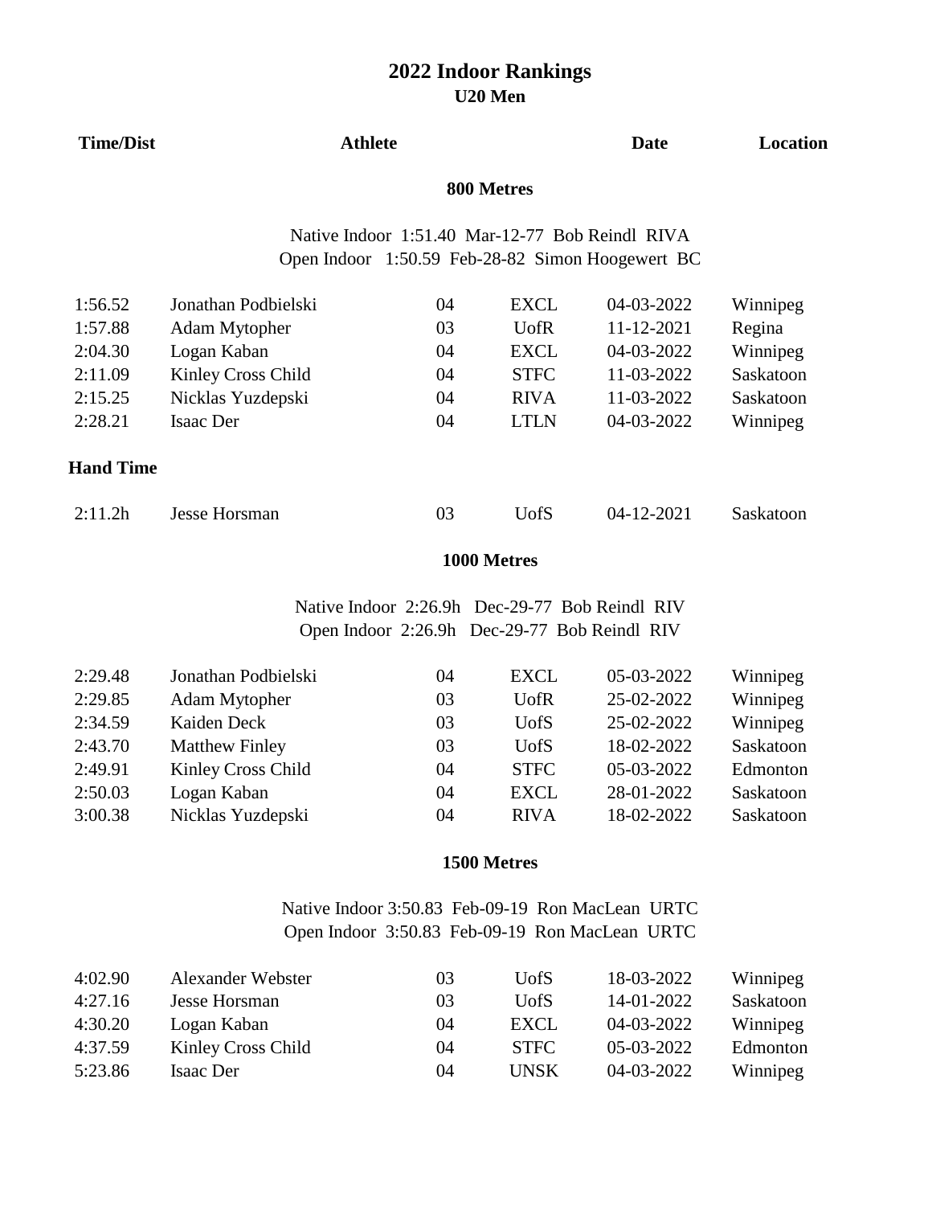# 2022 Indoor Rankings

## U20 Men

### 800 Metres

Native Indoor 1:51.40 Mar-12-77 Bob Reindl RIVA
Open Indoor 1:50.59 Feb-28-82 Simon Hoogewert BC

| Time/Dist | Athlete | | | Date | Location |
|---|---|---|---|---|---|
| 1:56.52 | Jonathan Podbielski | 04 | EXCL | 04-03-2022 | Winnipeg |
| 1:57.88 | Adam Mytopher | 03 | UofR | 11-12-2021 | Regina |
| 2:04.30 | Logan Kaban | 04 | EXCL | 04-03-2022 | Winnipeg |
| 2:11.09 | Kinley Cross Child | 04 | STFC | 11-03-2022 | Saskatoon |
| 2:15.25 | Nicklas Yuzdepski | 04 | RIVA | 11-03-2022 | Saskatoon |
| 2:28.21 | Isaac Der | 04 | LTLN | 04-03-2022 | Winnipeg |

**Hand Time**

| Time/Dist | Athlete | | | Date | Location |
|---|---|---|---|---|---|
| 2:11.2h | Jesse Horsman | 03 | UofS | 04-12-2021 | Saskatoon |

### 1000 Metres

Native Indoor 2:26.9h Dec-29-77 Bob Reindl RIV
Open Indoor 2:26.9h Dec-29-77 Bob Reindl RIV

| Time/Dist | Athlete | | | Date | Location |
|---|---|---|---|---|---|
| 2:29.48 | Jonathan Podbielski | 04 | EXCL | 05-03-2022 | Winnipeg |
| 2:29.85 | Adam Mytopher | 03 | UofR | 25-02-2022 | Winnipeg |
| 2:34.59 | Kaiden Deck | 03 | UofS | 25-02-2022 | Winnipeg |
| 2:43.70 | Matthew Finley | 03 | UofS | 18-02-2022 | Saskatoon |
| 2:49.91 | Kinley Cross Child | 04 | STFC | 05-03-2022 | Edmonton |
| 2:50.03 | Logan Kaban | 04 | EXCL | 28-01-2022 | Saskatoon |
| 3:00.38 | Nicklas Yuzdepski | 04 | RIVA | 18-02-2022 | Saskatoon |

### 1500 Metres

Native Indoor 3:50.83 Feb-09-19 Ron MacLean URTC
Open Indoor 3:50.83 Feb-09-19 Ron MacLean URTC

| Time/Dist | Athlete | | | Date | Location |
|---|---|---|---|---|---|
| 4:02.90 | Alexander Webster | 03 | UofS | 18-03-2022 | Winnipeg |
| 4:27.16 | Jesse Horsman | 03 | UofS | 14-01-2022 | Saskatoon |
| 4:30.20 | Logan Kaban | 04 | EXCL | 04-03-2022 | Winnipeg |
| 4:37.59 | Kinley Cross Child | 04 | STFC | 05-03-2022 | Edmonton |
| 5:23.86 | Isaac Der | 04 | UNSK | 04-03-2022 | Winnipeg |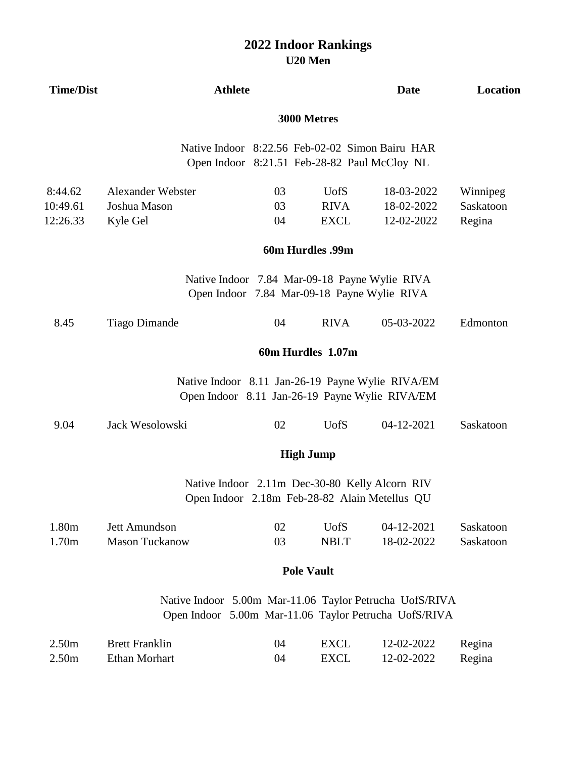# 2022 Indoor Rankings

## U20 Men

| Time/Dist | Athlete | | | Date | Location |
|---|---|---|---|---|---|

### 3000 Metres

Native Indoor 8:22.56 Feb-02-02 Simon Bairu HAR
Open Indoor 8:21.51 Feb-28-82 Paul McCloy NL

| Time/Dist | Athlete | | | Date | Location |
|---|---|---|---|---|---|
| 8:44.62 | Alexander Webster | 03 | UofS | 18-03-2022 | Winnipeg |
| 10:49.61 | Joshua Mason | 03 | RIVA | 18-02-2022 | Saskatoon |
| 12:26.33 | Kyle Gel | 04 | EXCL | 12-02-2022 | Regina |

### 60m Hurdles .99m

Native Indoor 7.84 Mar-09-18 Payne Wylie RIVA
Open Indoor 7.84 Mar-09-18 Payne Wylie RIVA

| Time/Dist | Athlete | | | Date | Location |
|---|---|---|---|---|---|
| 8.45 | Tiago Dimande | 04 | RIVA | 05-03-2022 | Edmonton |

### 60m Hurdles 1.07m

Native Indoor 8.11 Jan-26-19 Payne Wylie RIVA/EM
Open Indoor 8.11 Jan-26-19 Payne Wylie RIVA/EM

| Time/Dist | Athlete | | | Date | Location |
|---|---|---|---|---|---|
| 9.04 | Jack Wesolowski | 02 | UofS | 04-12-2021 | Saskatoon |

### High Jump

Native Indoor 2.11m Dec-30-80 Kelly Alcorn RIV
Open Indoor 2.18m Feb-28-82 Alain Metellus QU

| Time/Dist | Athlete | | | Date | Location |
|---|---|---|---|---|---|
| 1.80m | Jett Amundson | 02 | UofS | 04-12-2021 | Saskatoon |
| 1.70m | Mason Tuckanow | 03 | NBLT | 18-02-2022 | Saskatoon |

### Pole Vault

Native Indoor 5.00m Mar-11.06 Taylor Petrucha UofS/RIVA
Open Indoor 5.00m Mar-11.06 Taylor Petrucha UofS/RIVA

| Time/Dist | Athlete | | | Date | Location |
|---|---|---|---|---|---|
| 2.50m | Brett Franklin | 04 | EXCL | 12-02-2022 | Regina |
| 2.50m | Ethan Morhart | 04 | EXCL | 12-02-2022 | Regina |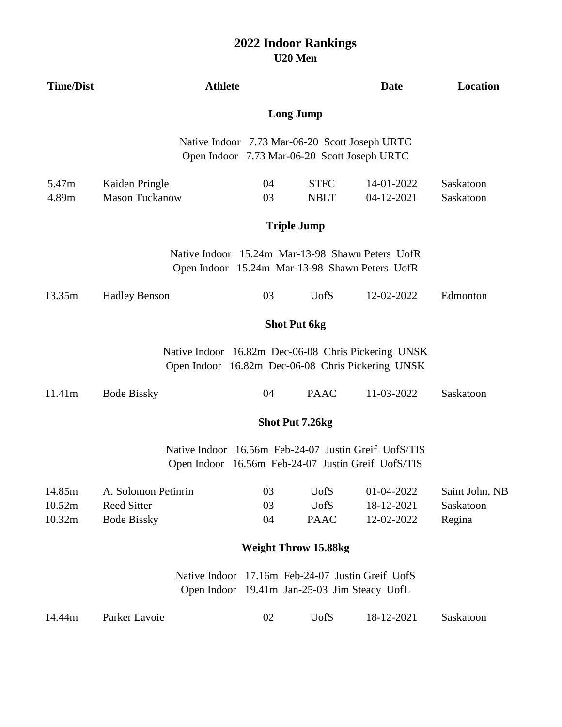# 2022 Indoor Rankings

## U20 Men

| Time/Dist | Athlete | | | Date | Location |
|---|---|---|---|---|---|

### Long Jump

Native Indoor 7.73 Mar-06-20 Scott Joseph URTC
Open Indoor 7.73 Mar-06-20 Scott Joseph URTC

| Time/Dist | Athlete | | | Date | Location |
|---|---|---|---|---|---|
| 5.47m | Kaiden Pringle | 04 | STFC | 14-01-2022 | Saskatoon |
| 4.89m | Mason Tuckanow | 03 | NBLT | 04-12-2021 | Saskatoon |

### Triple Jump

Native Indoor 15.24m Mar-13-98 Shawn Peters UofR
Open Indoor 15.24m Mar-13-98 Shawn Peters UofR

| Time/Dist | Athlete | | | Date | Location |
|---|---|---|---|---|---|
| 13.35m | Hadley Benson | 03 | UofS | 12-02-2022 | Edmonton |

### Shot Put 6kg

Native Indoor 16.82m Dec-06-08 Chris Pickering UNSK
Open Indoor 16.82m Dec-06-08 Chris Pickering UNSK

| Time/Dist | Athlete | | | Date | Location |
|---|---|---|---|---|---|
| 11.41m | Bode Bissky | 04 | PAAC | 11-03-2022 | Saskatoon |

### Shot Put 7.26kg

Native Indoor 16.56m Feb-24-07 Justin Greif UofS/TIS
Open Indoor 16.56m Feb-24-07 Justin Greif UofS/TIS

| Time/Dist | Athlete | | | Date | Location |
|---|---|---|---|---|---|
| 14.85m | A. Solomon Petinrin | 03 | UofS | 01-04-2022 | Saint John, NB |
| 10.52m | Reed Sitter | 03 | UofS | 18-12-2021 | Saskatoon |
| 10.32m | Bode Bissky | 04 | PAAC | 12-02-2022 | Regina |

### Weight Throw 15.88kg

Native Indoor 17.16m Feb-24-07 Justin Greif UofS
Open Indoor 19.41m Jan-25-03 Jim Steacy UofL

| Time/Dist | Athlete | | | Date | Location |
|---|---|---|---|---|---|
| 14.44m | Parker Lavoie | 02 | UofS | 18-12-2021 | Saskatoon |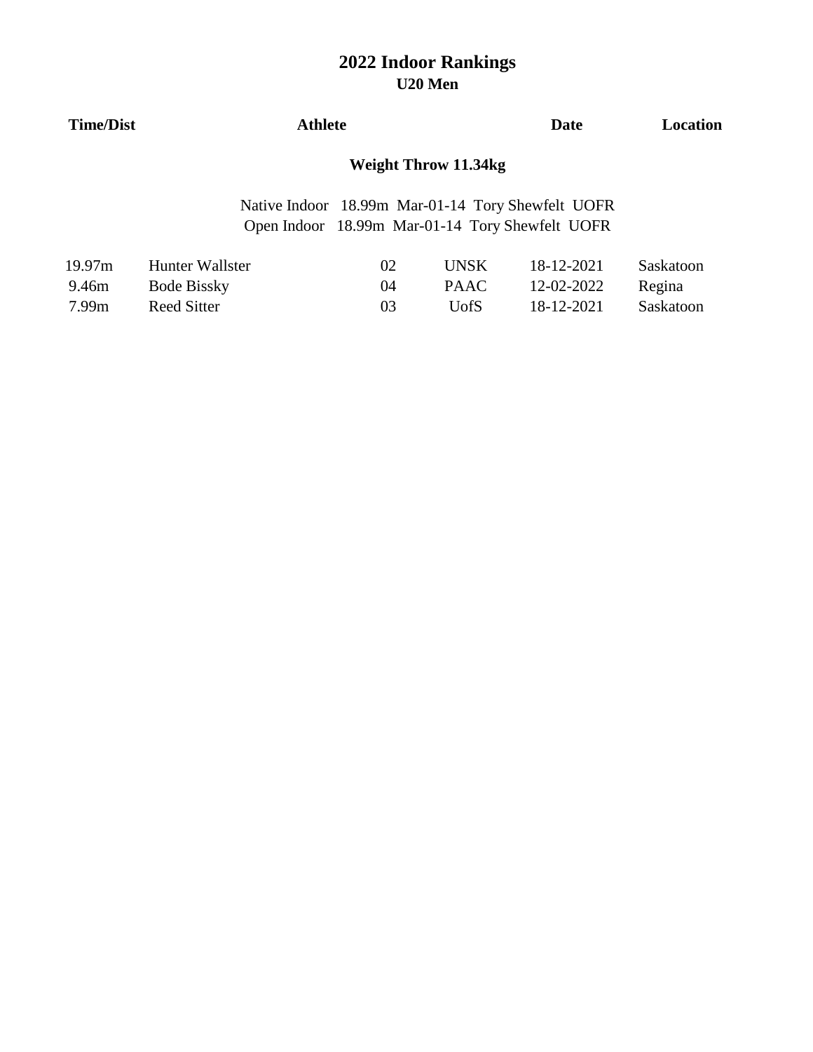# 2022 Indoor Rankings

## U20 Men

### Weight Throw 11.34kg

Native Indoor 18.99m Mar-01-14 Tory Shewfelt UOFR
Open Indoor 18.99m Mar-01-14 Tory Shewfelt UOFR

| Time/Dist | Athlete | | | Date | Location |
|---|---|---|---|---|---|
| 19.97m | Hunter Wallster | 02 | UNSK | 18-12-2021 | Saskatoon |
| 9.46m | Bode Bissky | 04 | PAAC | 12-02-2022 | Regina |
| 7.99m | Reed Sitter | 03 | UofS | 18-12-2021 | Saskatoon |